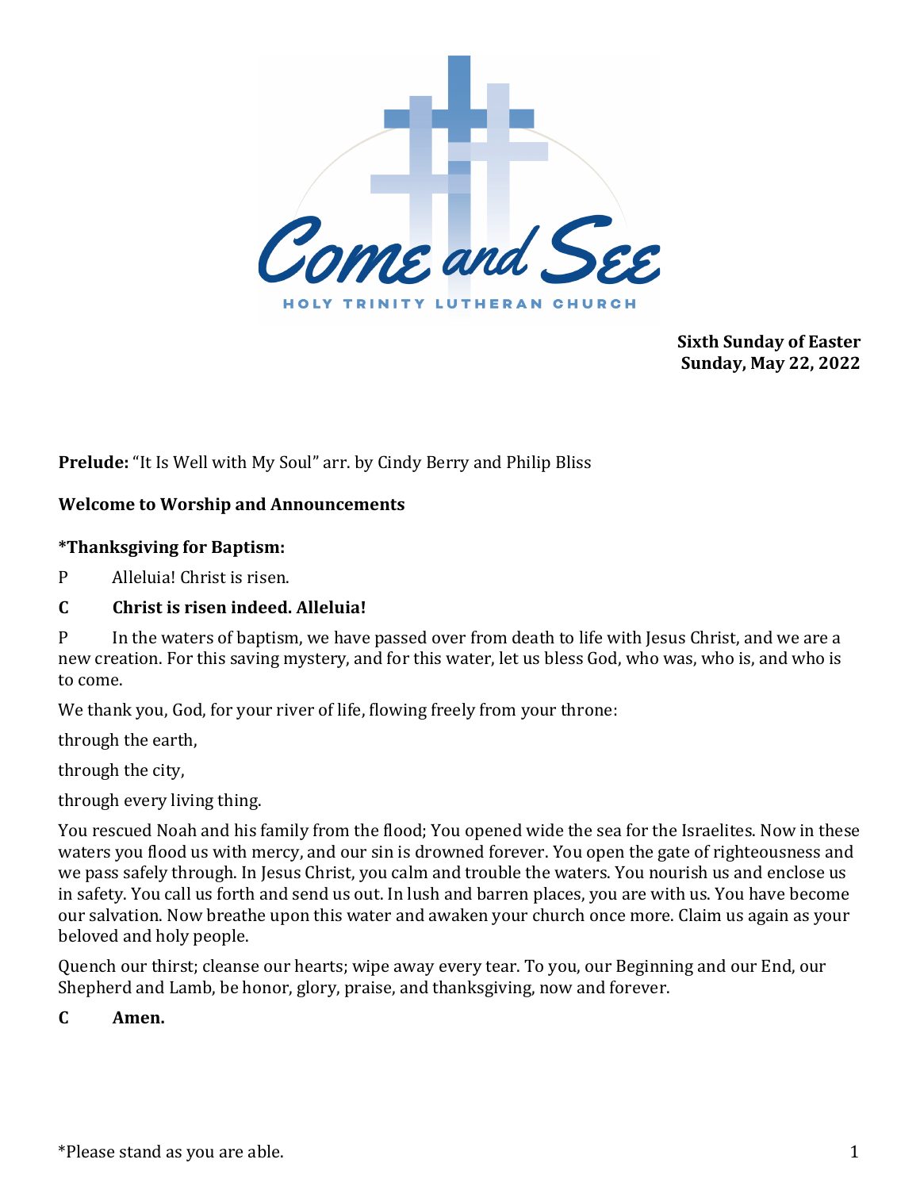# Come and See

HOLY TRINITY LUTHERAN CHURCH

**Sixth Sunday of Easter**
**Sunday, May 22, 2022**

**Prelude:** "It Is Well with My Soul" arr. by Cindy Berry and Philip Bliss

**Welcome to Worship and Announcements**

**\*Thanksgiving for Baptism:**

P Alleluia! Christ is risen.

**C Christ is risen indeed. Alleluia!**

P In the waters of baptism, we have passed over from death to life with Jesus Christ, and we are a new creation. For this saving mystery, and for this water, let us bless God, who was, who is, and who is to come.

We thank you, God, for your river of life, flowing freely from your throne:

through the earth,

through the city,

through every living thing.

You rescued Noah and his family from the flood; You opened wide the sea for the Israelites. Now in these waters you flood us with mercy, and our sin is drowned forever. You open the gate of righteousness and we pass safely through. In Jesus Christ, you calm and trouble the waters. You nourish us and enclose us in safety. You call us forth and send us out. In lush and barren places, you are with us. You have become our salvation. Now breathe upon this water and awaken your church once more. Claim us again as your beloved and holy people.

Quench our thirst; cleanse our hearts; wipe away every tear. To you, our Beginning and our End, our Shepherd and Lamb, be honor, glory, praise, and thanksgiving, now and forever.

**C Amen.**

*Please stand as you are able.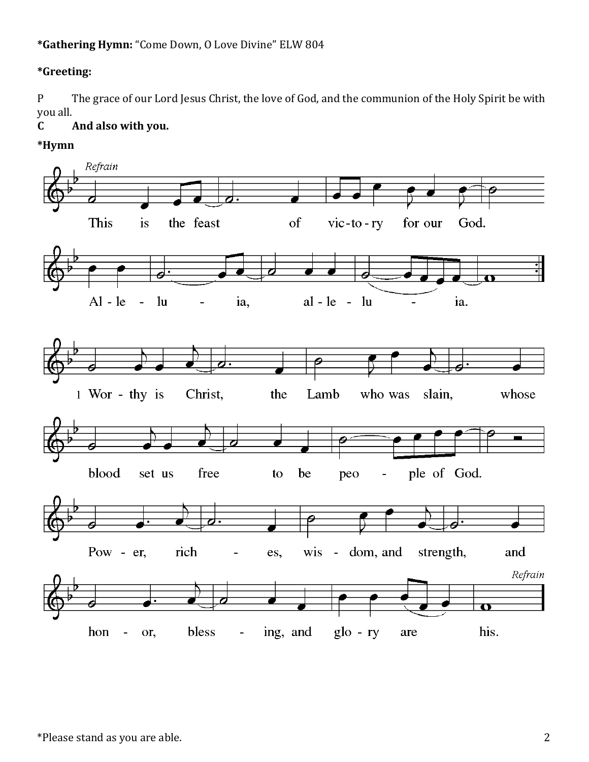**\*Gathering Hymn:** "Come Down, O Love Divine" ELW 804

**\*Greeting:**

P The grace of our Lord Jesus Christ, the love of God, and the communion of the Holy Spirit be with you all.
**C And also with you.**

**\*Hymn**

*Refrain*

This is the feast of vic-to-ry for our God.
Al-le-lu-ia, al-le-lu-ia.

1 Wor-thy is Christ, the Lamb who was slain, whose blood set us free to be peo-ple of God.
Pow-er, rich-es, wis-dom, and strength, and hon-or, bless-ing, and glo-ry are his.

*Refrain*

\*Please stand as you are able.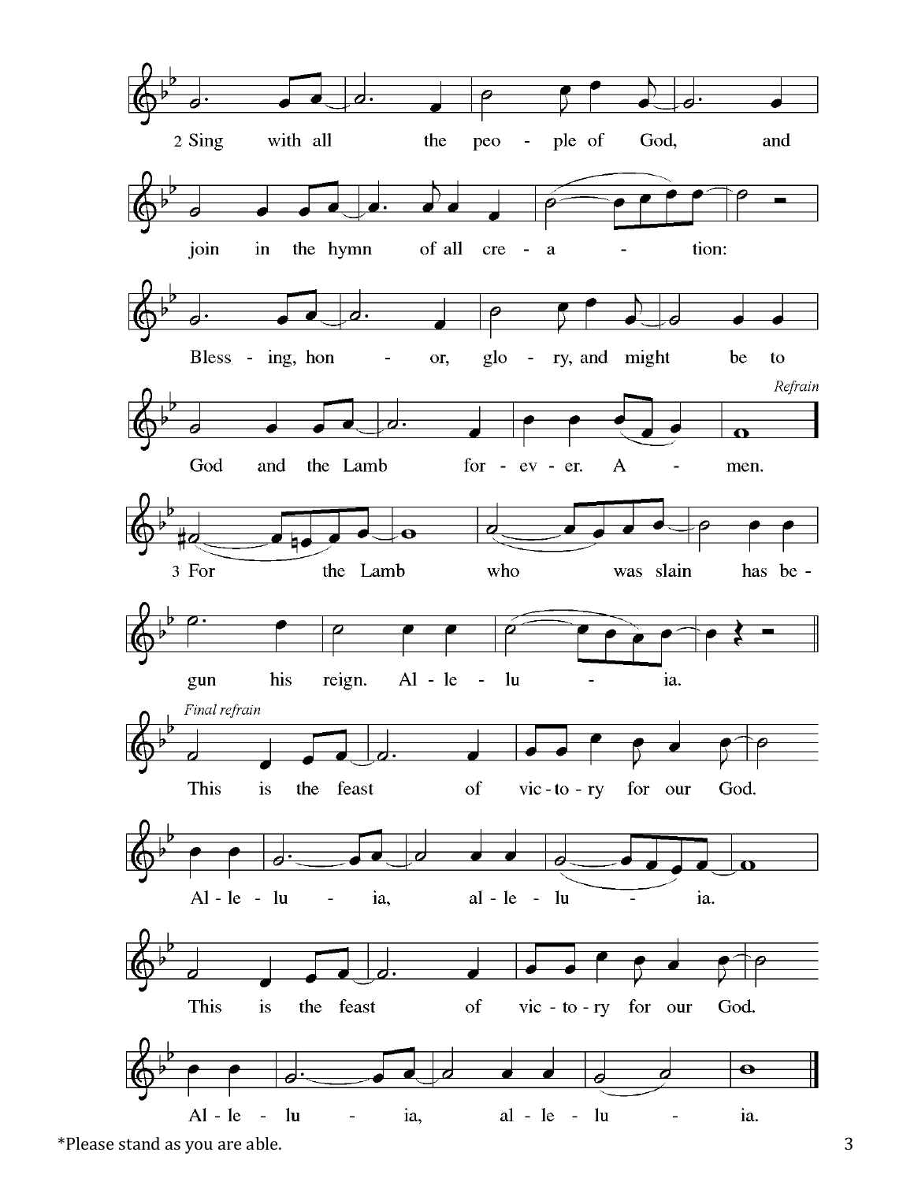2 Sing with all the people of God, and join in the hymn of all creation:

Blessing, honor, glory, and might be to God and the Lamb forever. Amen.

*Refrain*

3 For the Lamb who was slain has begun his reign. Alleluia.

*Final refrain*

This is the feast of victory for our God. Alleluia, alleluia.

This is the feast of victory for our God. Alleluia, alleluia.

*Please stand as you are able.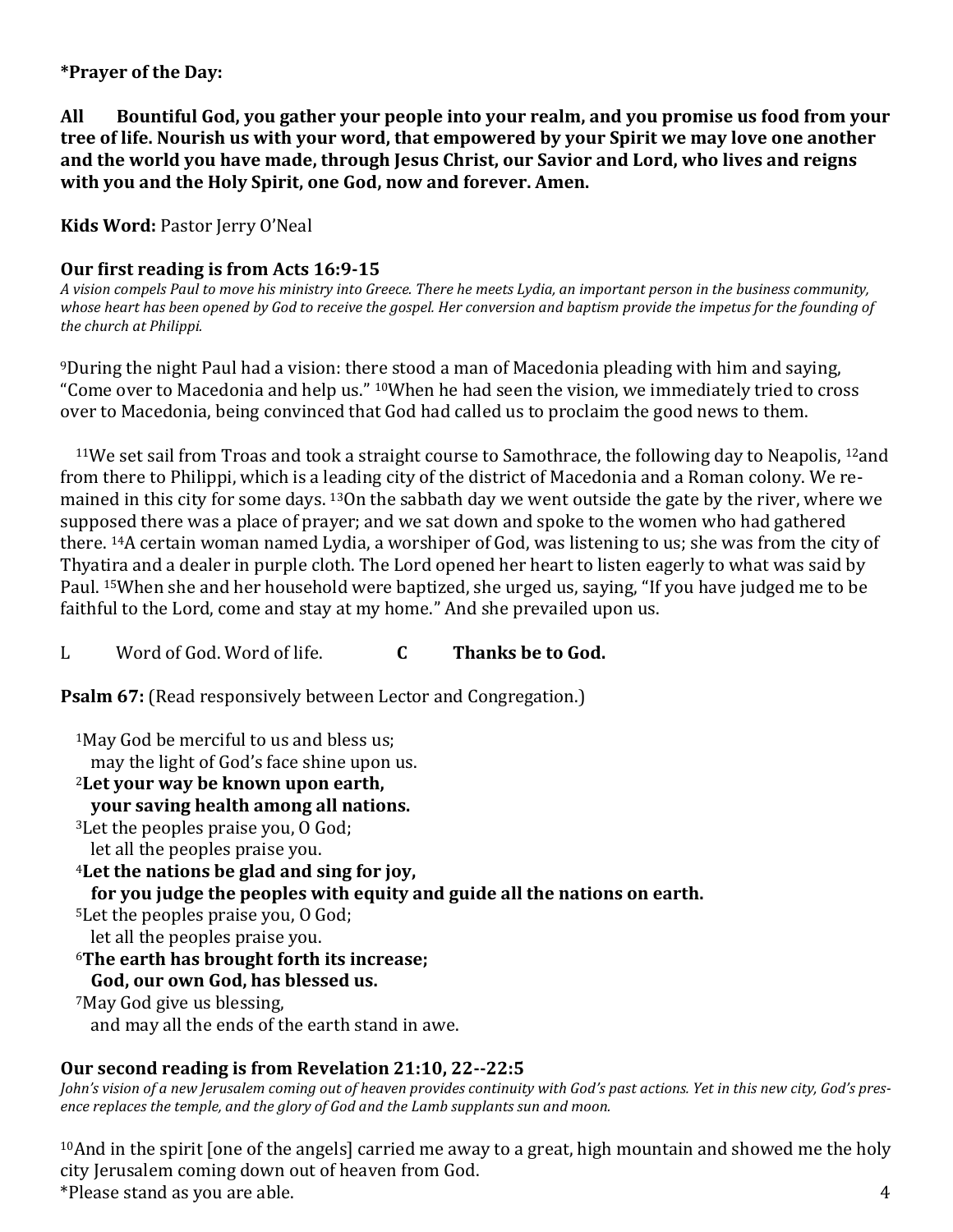**\*Prayer of the Day:**

**All Bountiful God, you gather your people into your realm, and you promise us food from your tree of life. Nourish us with your word, that empowered by your Spirit we may love one another and the world you have made, through Jesus Christ, our Savior and Lord, who lives and reigns with you and the Holy Spirit, one God, now and forever. Amen.**

**Kids Word:** Pastor Jerry O'Neal

**Our first reading is from Acts 16:9-15**

*A vision compels Paul to move his ministry into Greece. There he meets Lydia, an important person in the business community, whose heart has been opened by God to receive the gospel. Her conversion and baptism provide the impetus for the founding of the church at Philippi.*

[9]During the night Paul had a vision: there stood a man of Macedonia pleading with him and saying, "Come over to Macedonia and help us." [10]When he had seen the vision, we immediately tried to cross over to Macedonia, being convinced that God had called us to proclaim the good news to them.

[11]We set sail from Troas and took a straight course to Samothrace, the following day to Neapolis, [12]and from there to Philippi, which is a leading city of the district of Macedonia and a Roman colony. We remained in this city for some days. [13]On the sabbath day we went outside the gate by the river, where we supposed there was a place of prayer; and we sat down and spoke to the women who had gathered there. [14]A certain woman named Lydia, a worshiper of God, was listening to us; she was from the city of Thyatira and a dealer in purple cloth. The Lord opened her heart to listen eagerly to what was said by Paul. [15]When she and her household were baptized, she urged us, saying, "If you have judged me to be faithful to the Lord, come and stay at my home." And she prevailed upon us.

L Word of God. Word of life. **C Thanks be to God.**

**Psalm 67:** (Read responsively between Lector and Congregation.)

[1]May God be merciful to us and bless us;
may the light of God's face shine upon us.
[2]**Let your way be known upon earth,**
**your saving health among all nations.**
[3]Let the peoples praise you, O God;
let all the peoples praise you.
[4]**Let the nations be glad and sing for joy,**
**for you judge the peoples with equity and guide all the nations on earth.**
[5]Let the peoples praise you, O God;
let all the peoples praise you.
[6]**The earth has brought forth its increase;**
**God, our own God, has blessed us.**
[7]May God give us blessing,
and may all the ends of the earth stand in awe.

**Our second reading is from Revelation 21:10, 22--22:5**

*John's vision of a new Jerusalem coming out of heaven provides continuity with God's past actions. Yet in this new city, God's presence replaces the temple, and the glory of God and the Lamb supplants sun and moon.*

[10]And in the spirit [one of the angels] carried me away to a great, high mountain and showed me the holy city Jerusalem coming down out of heaven from God.

\*Please stand as you are able.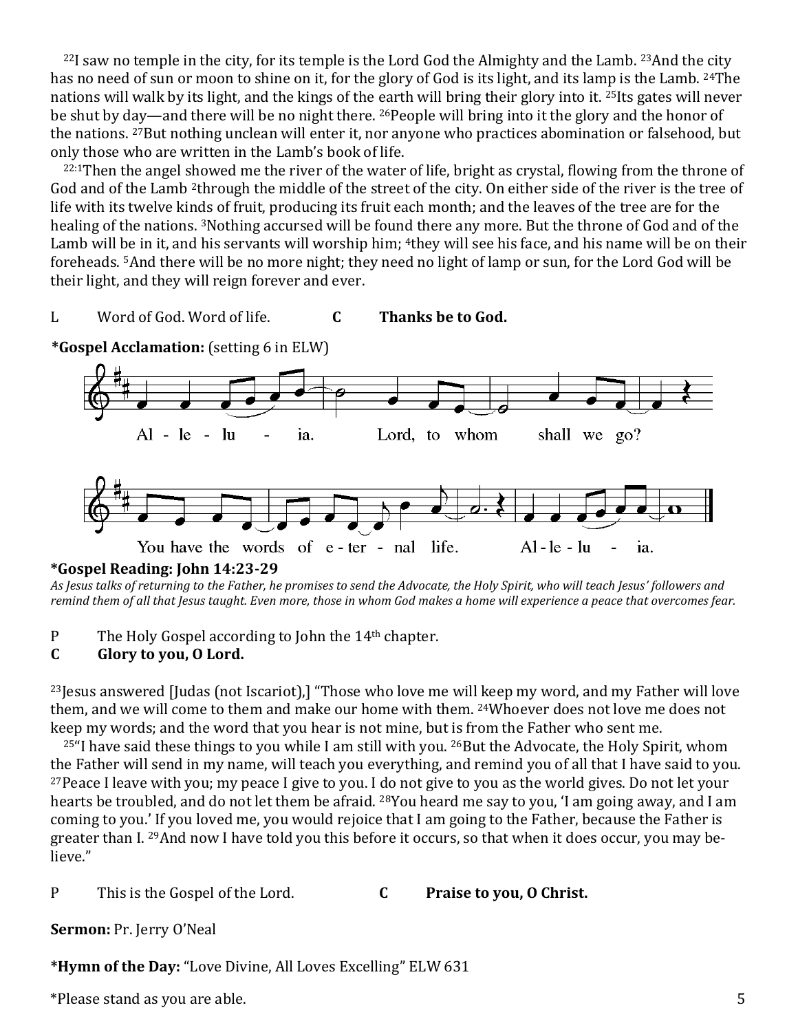[22]I saw no temple in the city, for its temple is the Lord God the Almighty and the Lamb. [23]And the city has no need of sun or moon to shine on it, for the glory of God is its light, and its lamp is the Lamb. [24]The nations will walk by its light, and the kings of the earth will bring their glory into it. [25]Its gates will never be shut by day—and there will be no night there. [26]People will bring into it the glory and the honor of the nations. [27]But nothing unclean will enter it, nor anyone who practices abomination or falsehood, but only those who are written in the Lamb's book of life.

[22:1]Then the angel showed me the river of the water of life, bright as crystal, flowing from the throne of God and of the Lamb [2]through the middle of the street of the city. On either side of the river is the tree of life with its twelve kinds of fruit, producing its fruit each month; and the leaves of the tree are for the healing of the nations. [3]Nothing accursed will be found there any more. But the throne of God and of the Lamb will be in it, and his servants will worship him; [4]they will see his face, and his name will be on their foreheads. [5]And there will be no more night; they need no light of lamp or sun, for the Lord God will be their light, and they will reign forever and ever.

L Word of God. Word of life. **C Thanks be to God.**

**\*Gospel Acclamation:** (setting 6 in ELW)

Al - le - lu - ia. Lord, to whom shall we go?

You have the words of e - ter - nal life. Al - le - lu - ia.

**\*Gospel Reading: John 14:23-29**

*As Jesus talks of returning to the Father, he promises to send the Advocate, the Holy Spirit, who will teach Jesus' followers and remind them of all that Jesus taught. Even more, those in whom God makes a home will experience a peace that overcomes fear.*

P The Holy Gospel according to John the 14th chapter.
**C Glory to you, O Lord.**

[23]Jesus answered [Judas (not Iscariot),] "Those who love me will keep my word, and my Father will love them, and we will come to them and make our home with them. [24]Whoever does not love me does not keep my words; and the word that you hear is not mine, but is from the Father who sent me.

[25]"I have said these things to you while I am still with you. [26]But the Advocate, the Holy Spirit, whom the Father will send in my name, will teach you everything, and remind you of all that I have said to you. [27]Peace I leave with you; my peace I give to you. I do not give to you as the world gives. Do not let your hearts be troubled, and do not let them be afraid. [28]You heard me say to you, 'I am going away, and I am coming to you.' If you loved me, you would rejoice that I am going to the Father, because the Father is greater than I. [29]And now I have told you this before it occurs, so that when it does occur, you may believe."

P This is the Gospel of the Lord. **C Praise to you, O Christ.**

**Sermon:** Pr. Jerry O'Neal

**\*Hymn of the Day:** "Love Divine, All Loves Excelling" ELW 631

\*Please stand as you are able.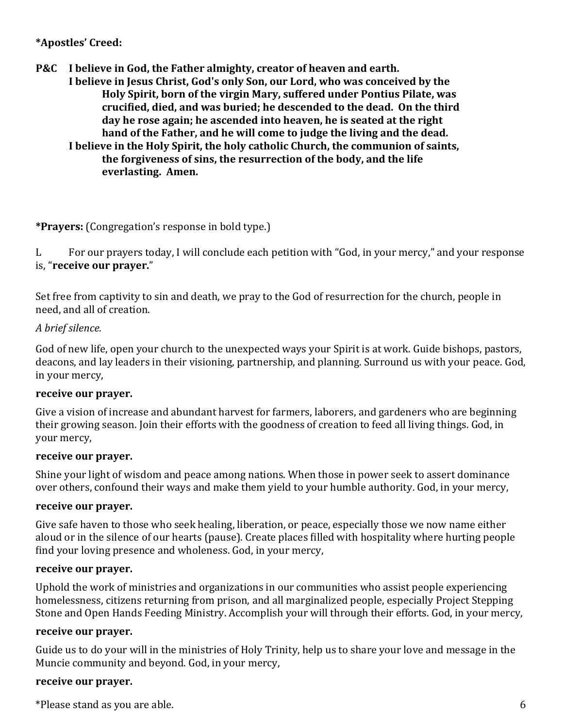**\*Apostles' Creed:**

**P&C I believe in God, the Father almighty, creator of heaven and earth.**
**I believe in Jesus Christ, God's only Son, our Lord, who was conceived by the Holy Spirit, born of the virgin Mary, suffered under Pontius Pilate, was crucified, died, and was buried; he descended to the dead. On the third day he rose again; he ascended into heaven, he is seated at the right hand of the Father, and he will come to judge the living and the dead.**
**I believe in the Holy Spirit, the holy catholic Church, the communion of saints, the forgiveness of sins, the resurrection of the body, and the life everlasting. Amen.**

**\*Prayers:** (Congregation's response in bold type.)

L For our prayers today, I will conclude each petition with "God, in your mercy," and your response is, "**receive our prayer.**"

Set free from captivity to sin and death, we pray to the God of resurrection for the church, people in need, and all of creation.

*A brief silence.*

God of new life, open your church to the unexpected ways your Spirit is at work. Guide bishops, pastors, deacons, and lay leaders in their visioning, partnership, and planning. Surround us with your peace. God, in your mercy,

**receive our prayer.**

Give a vision of increase and abundant harvest for farmers, laborers, and gardeners who are beginning their growing season. Join their efforts with the goodness of creation to feed all living things. God, in your mercy,

**receive our prayer.**

Shine your light of wisdom and peace among nations. When those in power seek to assert dominance over others, confound their ways and make them yield to your humble authority. God, in your mercy,

**receive our prayer.**

Give safe haven to those who seek healing, liberation, or peace, especially those we now name either aloud or in the silence of our hearts (pause). Create places filled with hospitality where hurting people find your loving presence and wholeness. God, in your mercy,

**receive our prayer.**

Uphold the work of ministries and organizations in our communities who assist people experiencing homelessness, citizens returning from prison, and all marginalized people, especially Project Stepping Stone and Open Hands Feeding Ministry. Accomplish your will through their efforts. God, in your mercy,

**receive our prayer.**

Guide us to do your will in the ministries of Holy Trinity, help us to share your love and message in the Muncie community and beyond. God, in your mercy,

**receive our prayer.**

\*Please stand as you are able.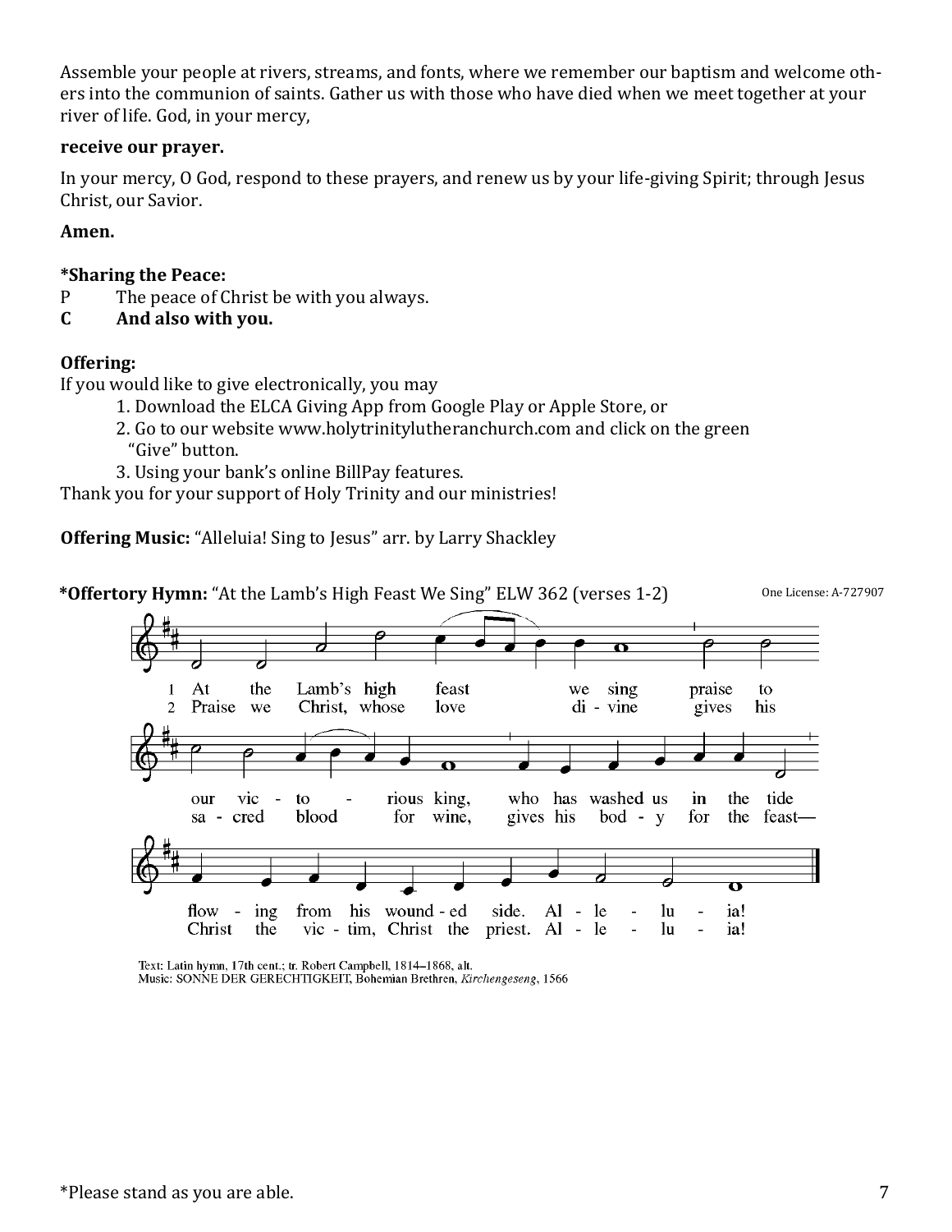Assemble your people at rivers, streams, and fonts, where we remember our baptism and welcome others into the communion of saints. Gather us with those who have died when we meet together at your river of life. God, in your mercy,

**receive our prayer.**

In your mercy, O God, respond to these prayers, and renew us by your life-giving Spirit; through Jesus Christ, our Savior.

**Amen.**

**\*Sharing the Peace:**

P The peace of Christ be with you always.

**C And also with you.**

**Offering:**

If you would like to give electronically, you may

1. Download the ELCA Giving App from Google Play or Apple Store, or
2. Go to our website www.holytrinitylutheranchurch.com and click on the green "Give" button.
3. Using your bank's online BillPay features.

Thank you for your support of Holy Trinity and our ministries!

**Offering Music:** "Alleluia! Sing to Jesus" arr. by Larry Shackley

**\*Offertory Hymn:** "At the Lamb's High Feast We Sing" ELW 362 (verses 1-2)

One License: A-727907

1 At the Lamb's high feast we sing praise to our victorious king, who has washed us in the tide flowing from his wounded side. Alleluia!

2 Praise we Christ, whose love divine gives his sacred blood for wine, gives his body for the feast— Christ the victim, Christ the priest. Alleluia!

Text: Latin hymn, 17th cent.; tr. Robert Campbell, 1814–1868, alt.
Music: SONNE DER GERECHTIGKEIT, Bohemian Brethren, *Kirchengeseng*, 1566

\*Please stand as you are able.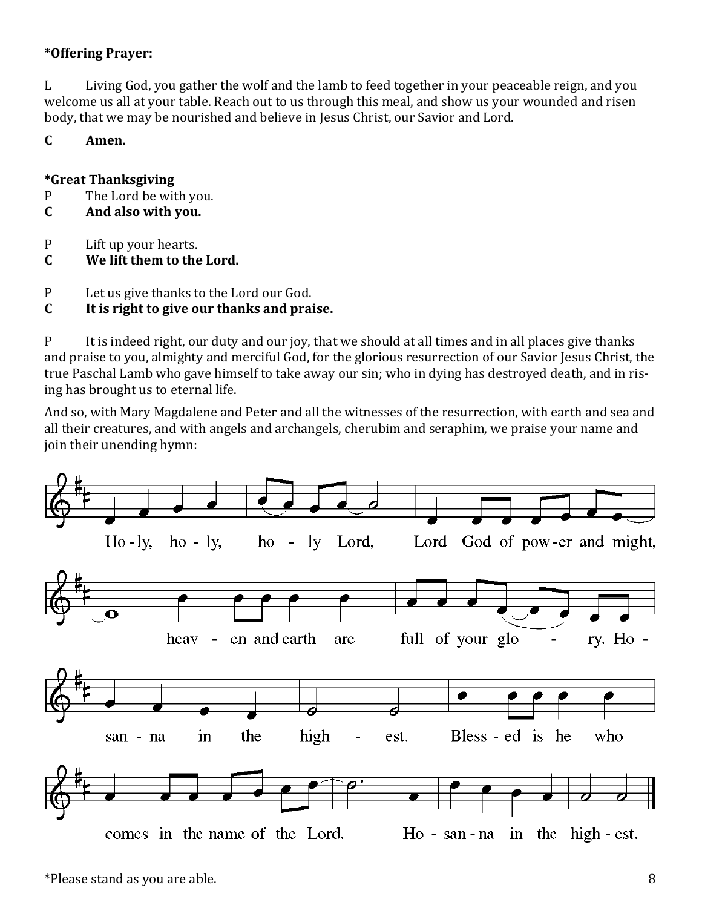**\*Offering Prayer:**

L Living God, you gather the wolf and the lamb to feed together in your peaceable reign, and you welcome us all at your table. Reach out to us through this meal, and show us your wounded and risen body, that we may be nourished and believe in Jesus Christ, our Savior and Lord.

**C Amen.**

**\*Great Thanksgiving**

P The Lord be with you.

**C And also with you.**

P Lift up your hearts.

**C We lift them to the Lord.**

P Let us give thanks to the Lord our God.

**C It is right to give our thanks and praise.**

P It is indeed right, our duty and our joy, that we should at all times and in all places give thanks and praise to you, almighty and merciful God, for the glorious resurrection of our Savior Jesus Christ, the true Paschal Lamb who gave himself to take away our sin; who in dying has destroyed death, and in rising has brought us to eternal life.

And so, with Mary Magdalene and Peter and all the witnesses of the resurrection, with earth and sea and all their creatures, and with angels and archangels, cherubim and seraphim, we praise your name and join their unending hymn:

Holy, holy, holy Lord, Lord God of power and might, heaven and earth are full of your glory. Hosanna in the highest. Blessed is he who comes in the name of the Lord. Hosanna in the highest.

\*Please stand as you are able.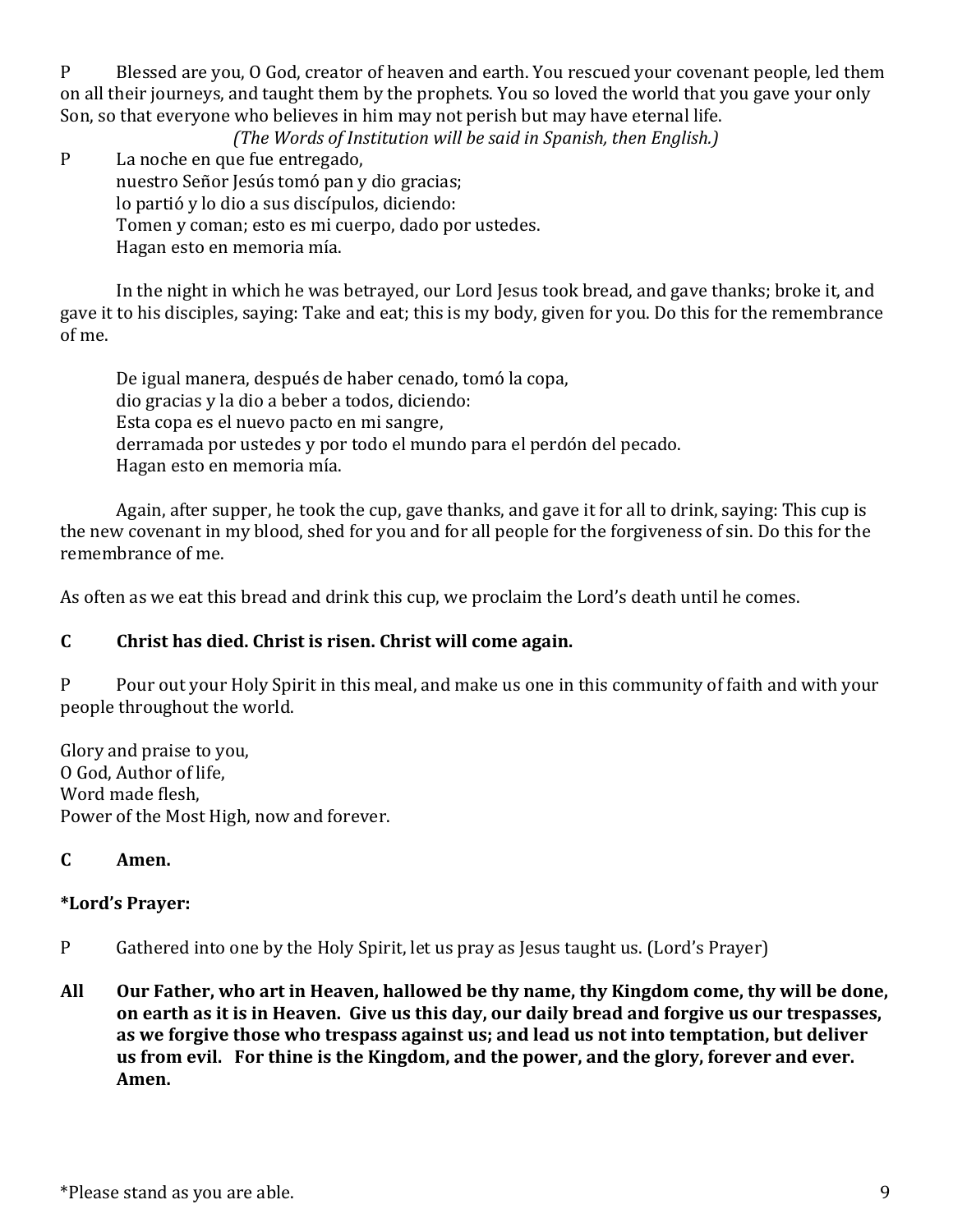P Blessed are you, O God, creator of heaven and earth. You rescued your covenant people, led them on all their journeys, and taught them by the prophets. You so loved the world that you gave your only Son, so that everyone who believes in him may not perish but may have eternal life.

*(The Words of Institution will be said in Spanish, then English.)*

P La noche en que fue entregado,
nuestro Señor Jesús tomó pan y dio gracias;
lo partió y lo dio a sus discípulos, diciendo:
Tomen y coman; esto es mi cuerpo, dado por ustedes.
Hagan esto en memoria mía.

In the night in which he was betrayed, our Lord Jesus took bread, and gave thanks; broke it, and gave it to his disciples, saying: Take and eat; this is my body, given for you. Do this for the remembrance of me.

De igual manera, después de haber cenado, tomó la copa,
dio gracias y la dio a beber a todos, diciendo:
Esta copa es el nuevo pacto en mi sangre,
derramada por ustedes y por todo el mundo para el perdón del pecado.
Hagan esto en memoria mía.

Again, after supper, he took the cup, gave thanks, and gave it for all to drink, saying: This cup is the new covenant in my blood, shed for you and for all people for the forgiveness of sin. Do this for the remembrance of me.

As often as we eat this bread and drink this cup, we proclaim the Lord's death until he comes.

**C Christ has died. Christ is risen. Christ will come again.**

P Pour out your Holy Spirit in this meal, and make us one in this community of faith and with your people throughout the world.

Glory and praise to you,
O God, Author of life,
Word made flesh,
Power of the Most High, now and forever.

**C Amen.**

**\*Lord's Prayer:**

P Gathered into one by the Holy Spirit, let us pray as Jesus taught us. (Lord's Prayer)

**All Our Father, who art in Heaven, hallowed be thy name, thy Kingdom come, thy will be done, on earth as it is in Heaven. Give us this day, our daily bread and forgive us our trespasses, as we forgive those who trespass against us; and lead us not into temptation, but deliver us from evil. For thine is the Kingdom, and the power, and the glory, forever and ever. Amen.**

\*Please stand as you are able.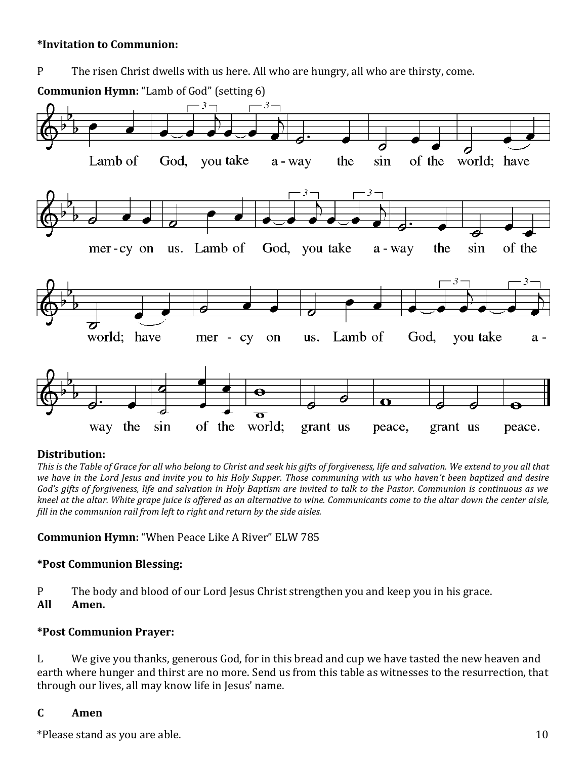**\*Invitation to Communion:**

P The risen Christ dwells with us here. All who are hungry, all who are thirsty, come.

**Communion Hymn:** "Lamb of God" (setting 6)

Lamb of God, you take a-way the sin of the world; have mer-cy on us. Lamb of God, you take a-way the sin of the world; have mer-cy on us. Lamb of God, you take a-way the sin of the world; grant us peace, grant us peace.

**Distribution:**

*This is the Table of Grace for all who belong to Christ and seek his gifts of forgiveness, life and salvation. We extend to you all that we have in the Lord Jesus and invite you to his Holy Supper. Those communing with us who haven't been baptized and desire God's gifts of forgiveness, life and salvation in Holy Baptism are invited to talk to the Pastor. Communion is continuous as we kneel at the altar. White grape juice is offered as an alternative to wine. Communicants come to the altar down the center aisle, fill in the communion rail from left to right and return by the side aisles.*

**Communion Hymn:** "When Peace Like A River" ELW 785

**\*Post Communion Blessing:**

P The body and blood of our Lord Jesus Christ strengthen you and keep you in his grace.
**All Amen.**

**\*Post Communion Prayer:**

L We give you thanks, generous God, for in this bread and cup we have tasted the new heaven and earth where hunger and thirst are no more. Send us from this table as witnesses to the resurrection, that through our lives, all may know life in Jesus' name.

**C Amen**

\*Please stand as you are able.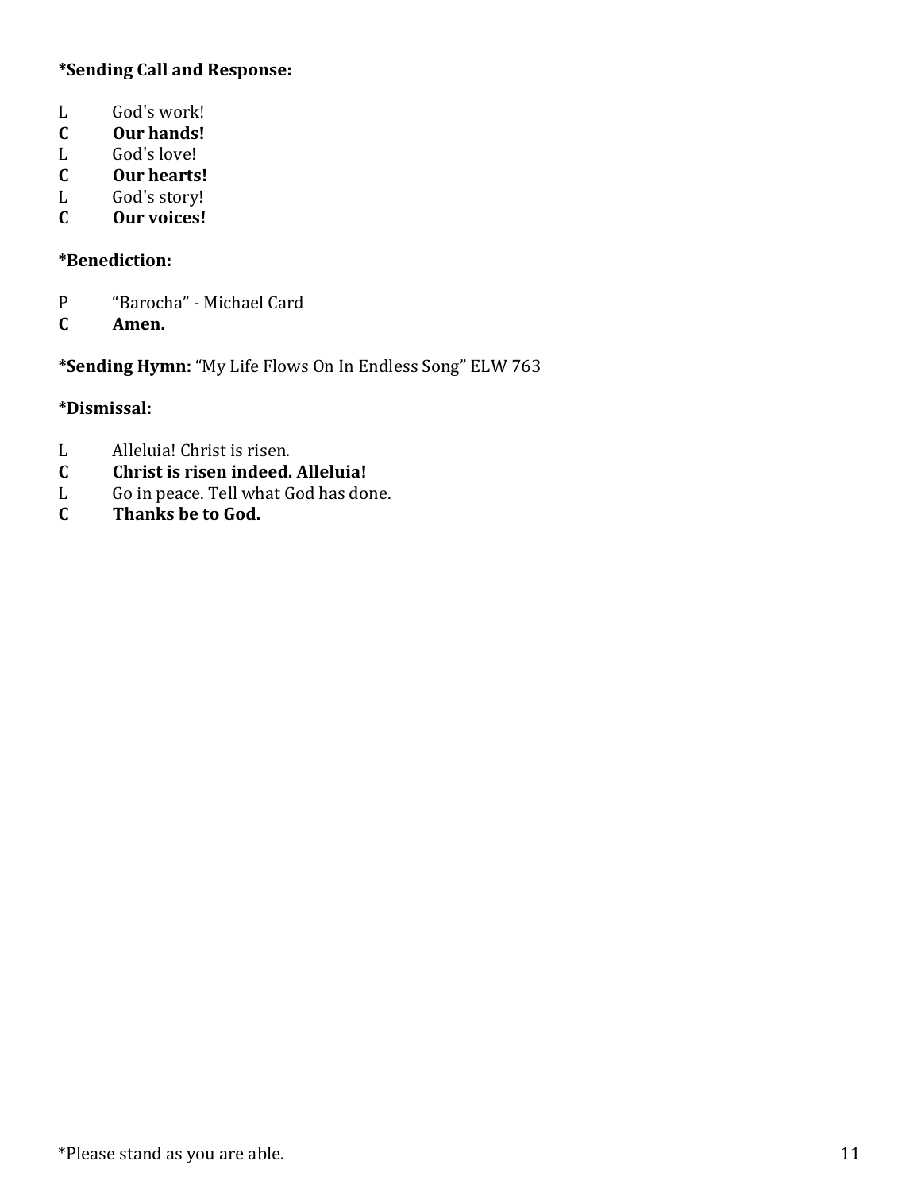**\*Sending Call and Response:**

L God's work!
**C Our hands!**
L God's love!
**C Our hearts!**
L God's story!
**C Our voices!**

**\*Benediction:**

P "Barocha" - Michael Card
**C Amen.**

**\*Sending Hymn:** "My Life Flows On In Endless Song" ELW 763

**\*Dismissal:**

L Alleluia! Christ is risen.
**C Christ is risen indeed. Alleluia!**
L Go in peace. Tell what God has done.
**C Thanks be to God.**

\*Please stand as you are able.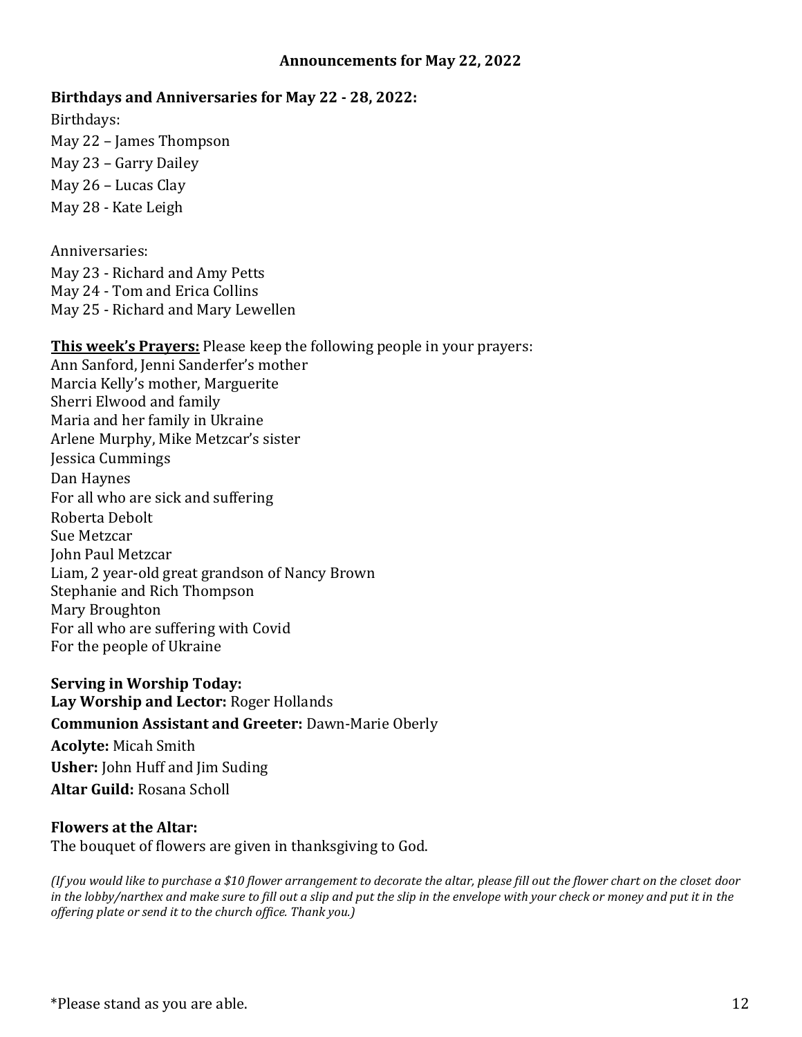## Announcements for May 22, 2022

**Birthdays and Anniversaries for May 22 - 28, 2022:**

Birthdays:

May 22 – James Thompson

May 23 – Garry Dailey

May 26 – Lucas Clay

May 28 - Kate Leigh

Anniversaries:

May 23 - Richard and Amy Petts

May 24 - Tom and Erica Collins

May 25 - Richard and Mary Lewellen

**<u>This week's Prayers:</u>** Please keep the following people in your prayers:

Ann Sanford, Jenni Sanderfer's mother
Marcia Kelly's mother, Marguerite
Sherri Elwood and family
Maria and her family in Ukraine
Arlene Murphy, Mike Metzcar's sister
Jessica Cummings
Dan Haynes
For all who are sick and suffering
Roberta Debolt
Sue Metzcar
John Paul Metzcar
Liam, 2 year-old great grandson of Nancy Brown
Stephanie and Rich Thompson
Mary Broughton
For all who are suffering with Covid
For the people of Ukraine

**Serving in Worship Today:**

**Lay Worship and Lector:** Roger Hollands

**Communion Assistant and Greeter:** Dawn-Marie Oberly

**Acolyte:** Micah Smith

**Usher:** John Huff and Jim Suding

**Altar Guild:** Rosana Scholl

**Flowers at the Altar:**

The bouquet of flowers are given in thanksgiving to God.

*(If you would like to purchase a $10 flower arrangement to decorate the altar, please fill out the flower chart on the closet door in the lobby/narthex and make sure to fill out a slip and put the slip in the envelope with your check or money and put it in the offering plate or send it to the church office. Thank you.)*

*Please stand as you are able.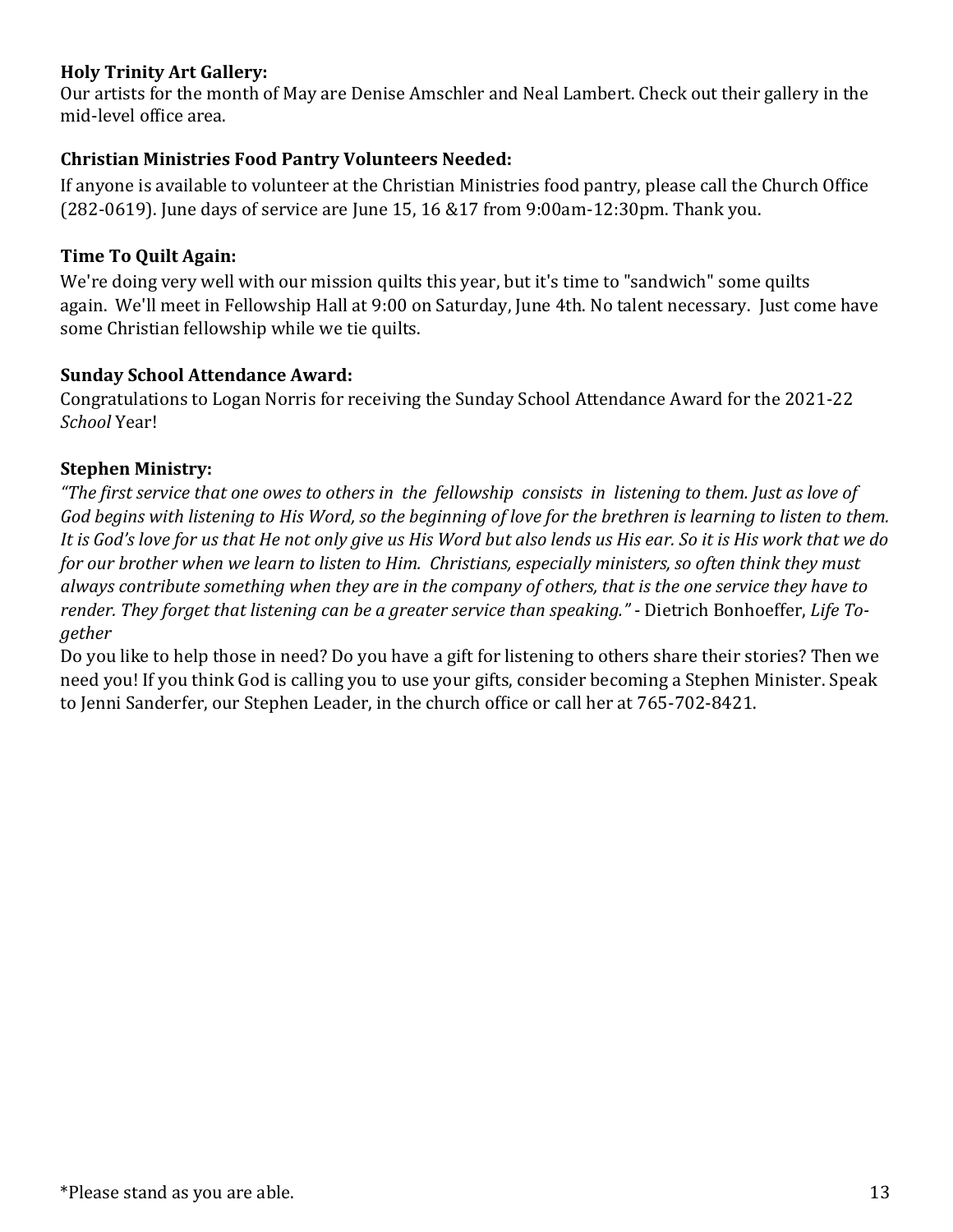**Holy Trinity Art Gallery:**
Our artists for the month of May are Denise Amschler and Neal Lambert. Check out their gallery in the mid-level office area.

**Christian Ministries Food Pantry Volunteers Needed:**
If anyone is available to volunteer at the Christian Ministries food pantry, please call the Church Office (282-0619). June days of service are June 15, 16 &17 from 9:00am-12:30pm. Thank you.

**Time To Quilt Again:**
We're doing very well with our mission quilts this year, but it's time to "sandwich" some quilts again. We'll meet in Fellowship Hall at 9:00 on Saturday, June 4th. No talent necessary. Just come have some Christian fellowship while we tie quilts.

**Sunday School Attendance Award:**
Congratulations to Logan Norris for receiving the Sunday School Attendance Award for the 2021-22 *School* Year!

**Stephen Ministry:**
*"The first service that one owes to others in the fellowship consists in listening to them. Just as love of God begins with listening to His Word, so the beginning of love for the brethren is learning to listen to them. It is God's love for us that He not only give us His Word but also lends us His ear. So it is His work that we do for our brother when we learn to listen to Him. Christians, especially ministers, so often think they must always contribute something when they are in the company of others, that is the one service they have to render. They forget that listening can be a greater service than speaking."* - Dietrich Bonhoeffer, *Life Together*

Do you like to help those in need? Do you have a gift for listening to others share their stories? Then we need you! If you think God is calling you to use your gifts, consider becoming a Stephen Minister. Speak to Jenni Sanderfer, our Stephen Leader, in the church office or call her at 765-702-8421.

*Please stand as you are able.